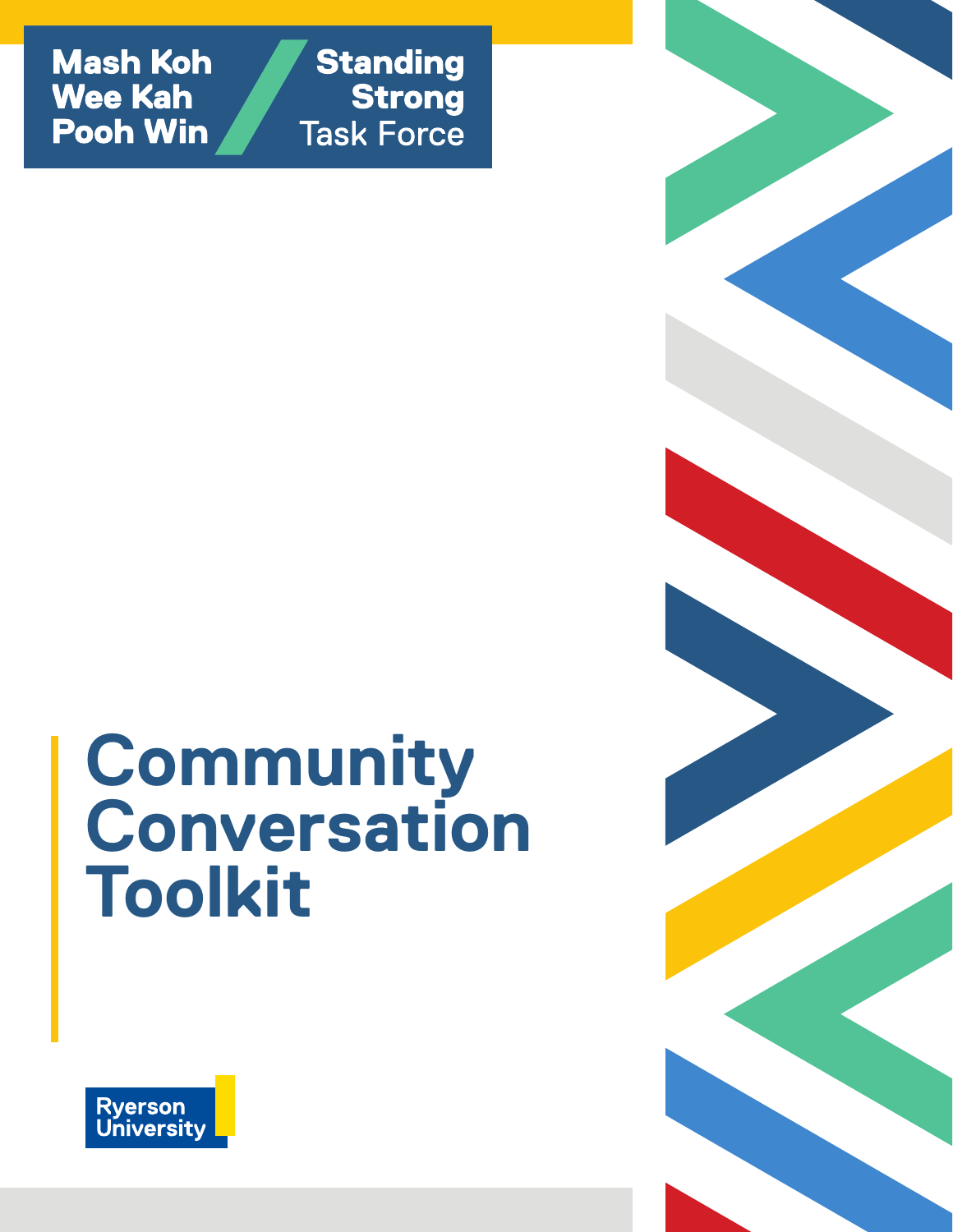Mash Koh Wee Kah Pooh Win

**Standing Strong** Task Force

# Community Conversation Toolkit

Ryerson University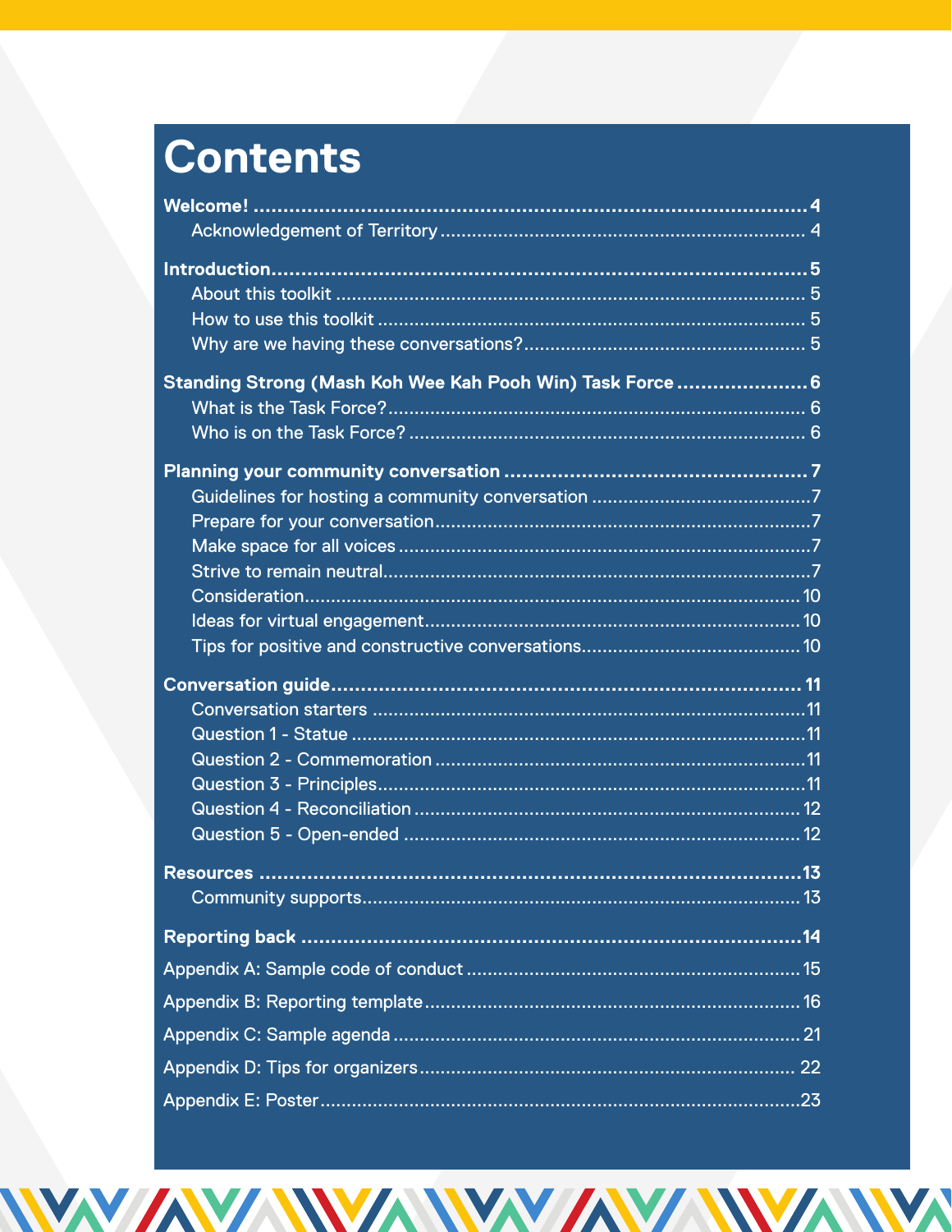# Contents

**Welcome!** ... 4
- Acknowledgement of Territory ... 4

**Introduction** ... 5
- About this toolkit ... 5
- How to use this toolkit ... 5
- Why are we having these conversations? ... 5

**Standing Strong (Mash Koh Wee Kah Pooh Win) Task Force** ... 6
- What is the Task Force? ... 6
- Who is on the Task Force? ... 6

**Planning your community conversation** ... 7
- Guidelines for hosting a community conversation ... 7
- Prepare for your conversation ... 7
- Make space for all voices ... 7
- Strive to remain neutral ... 7
- Consideration ... 10
- Ideas for virtual engagement ... 10
- Tips for positive and constructive conversations ... 10

**Conversation guide** ... 11
- Conversation starters ... 11
- Question 1 - Statue ... 11
- Question 2 - Commemoration ... 11
- Question 3 - Principles ... 11
- Question 4 - Reconciliation ... 12
- Question 5 - Open-ended ... 12

**Resources** ... 13
- Community supports ... 13

**Reporting back** ... 14

Appendix A: Sample code of conduct ... 15

Appendix B: Reporting template ... 16

Appendix C: Sample agenda ... 21

Appendix D: Tips for organizers ... 22

Appendix E: Poster ... 23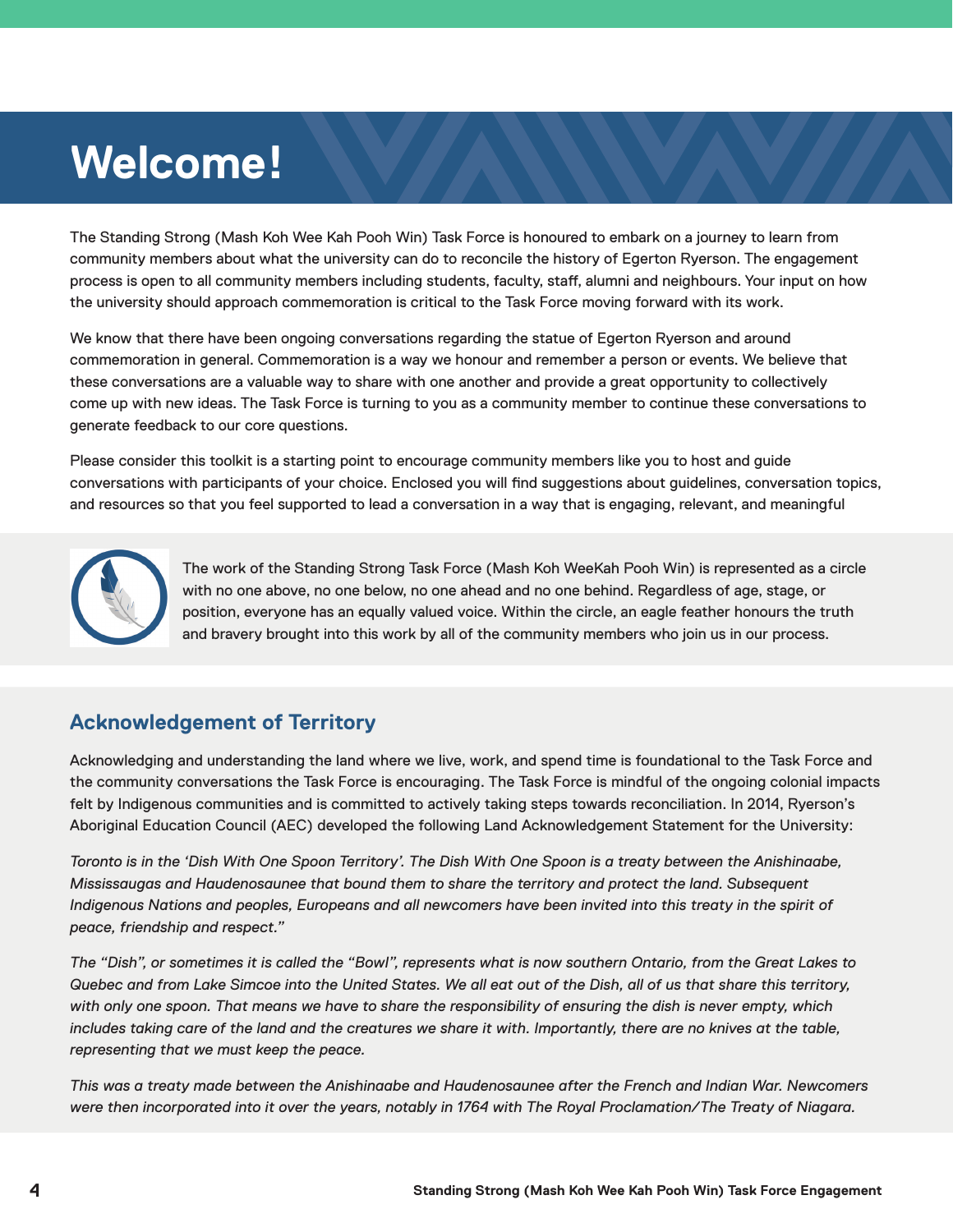# Welcome!

The Standing Strong (Mash Koh Wee Kah Pooh Win) Task Force is honoured to embark on a journey to learn from community members about what the university can do to reconcile the history of Egerton Ryerson. The engagement process is open to all community members including students, faculty, staff, alumni and neighbours. Your input on how the university should approach commemoration is critical to the Task Force moving forward with its work.

We know that there have been ongoing conversations regarding the statue of Egerton Ryerson and around commemoration in general. Commemoration is a way we honour and remember a person or events. We believe that these conversations are a valuable way to share with one another and provide a great opportunity to collectively come up with new ideas. The Task Force is turning to you as a community member to continue these conversations to generate feedback to our core questions.

Please consider this toolkit is a starting point to encourage community members like you to host and guide conversations with participants of your choice. Enclosed you will find suggestions about guidelines, conversation topics, and resources so that you feel supported to lead a conversation in a way that is engaging, relevant, and meaningful

The work of the Standing Strong Task Force (Mash Koh WeeKah Pooh Win) is represented as a circle with no one above, no one below, no one ahead and no one behind. Regardless of age, stage, or position, everyone has an equally valued voice. Within the circle, an eagle feather honours the truth and bravery brought into this work by all of the community members who join us in our process.

## Acknowledgement of Territory

Acknowledging and understanding the land where we live, work, and spend time is foundational to the Task Force and the community conversations the Task Force is encouraging. The Task Force is mindful of the ongoing colonial impacts felt by Indigenous communities and is committed to actively taking steps towards reconciliation. In 2014, Ryerson's Aboriginal Education Council (AEC) developed the following Land Acknowledgement Statement for the University:

*Toronto is in the 'Dish With One Spoon Territory'. The Dish With One Spoon is a treaty between the Anishinaabe, Mississaugas and Haudenosaunee that bound them to share the territory and protect the land. Subsequent Indigenous Nations and peoples, Europeans and all newcomers have been invited into this treaty in the spirit of peace, friendship and respect."*

*The "Dish", or sometimes it is called the "Bowl", represents what is now southern Ontario, from the Great Lakes to Quebec and from Lake Simcoe into the United States. We all eat out of the Dish, all of us that share this territory, with only one spoon. That means we have to share the responsibility of ensuring the dish is never empty, which includes taking care of the land and the creatures we share it with. Importantly, there are no knives at the table, representing that we must keep the peace.*

*This was a treaty made between the Anishinaabe and Haudenosaunee after the French and Indian War. Newcomers were then incorporated into it over the years, notably in 1764 with The Royal Proclamation/The Treaty of Niagara.*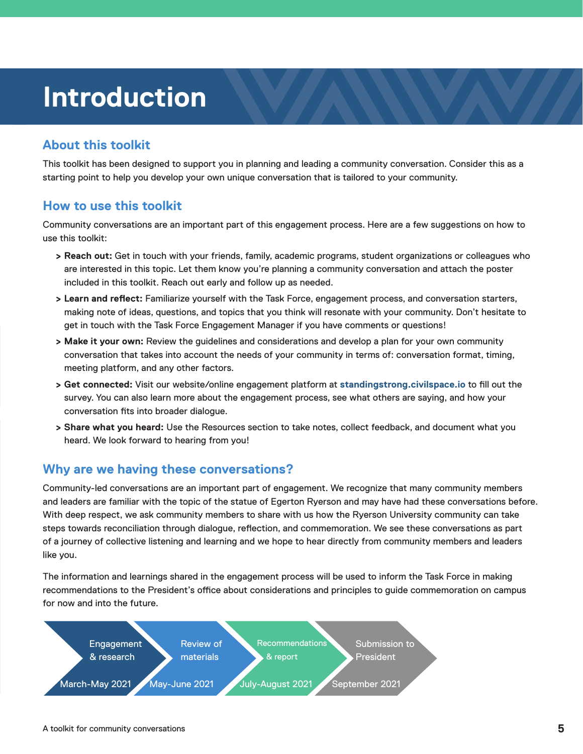# Introduction

## About this toolkit

This toolkit has been designed to support you in planning and leading a community conversation. Consider this as a starting point to help you develop your own unique conversation that is tailored to your community.

## How to use this toolkit

Community conversations are an important part of this engagement process. Here are a few suggestions on how to use this toolkit:

- **Reach out:** Get in touch with your friends, family, academic programs, student organizations or colleagues who are interested in this topic. Let them know you're planning a community conversation and attach the poster included in this toolkit. Reach out early and follow up as needed.
- **Learn and reflect:** Familiarize yourself with the Task Force, engagement process, and conversation starters, making note of ideas, questions, and topics that you think will resonate with your community. Don't hesitate to get in touch with the Task Force Engagement Manager if you have comments or questions!
- **Make it your own:** Review the guidelines and considerations and develop a plan for your own community conversation that takes into account the needs of your community in terms of: conversation format, timing, meeting platform, and any other factors.
- **Get connected:** Visit our website/online engagement platform at **standingstrong.civilspace.io** to fill out the survey. You can also learn more about the engagement process, see what others are saying, and how your conversation fits into broader dialogue.
- **Share what you heard:** Use the Resources section to take notes, collect feedback, and document what you heard. We look forward to hearing from you!

## Why are we having these conversations?

Community-led conversations are an important part of engagement. We recognize that many community members and leaders are familiar with the topic of the statue of Egerton Ryerson and may have had these conversations before. With deep respect, we ask community members to share with us how the Ryerson University community can take steps towards reconciliation through dialogue, reflection, and commemoration. We see these conversations as part of a journey of collective listening and learning and we hope to hear directly from community members and leaders like you.

The information and learnings shared in the engagement process will be used to inform the Task Force in making recommendations to the President's office about considerations and principles to guide commemoration on campus for now and into the future.

1. Engagement & research — March-May 2021
2. Review of materials — May-June 2021
3. Recommendations & report — July-August 2021
4. Submission to President — September 2021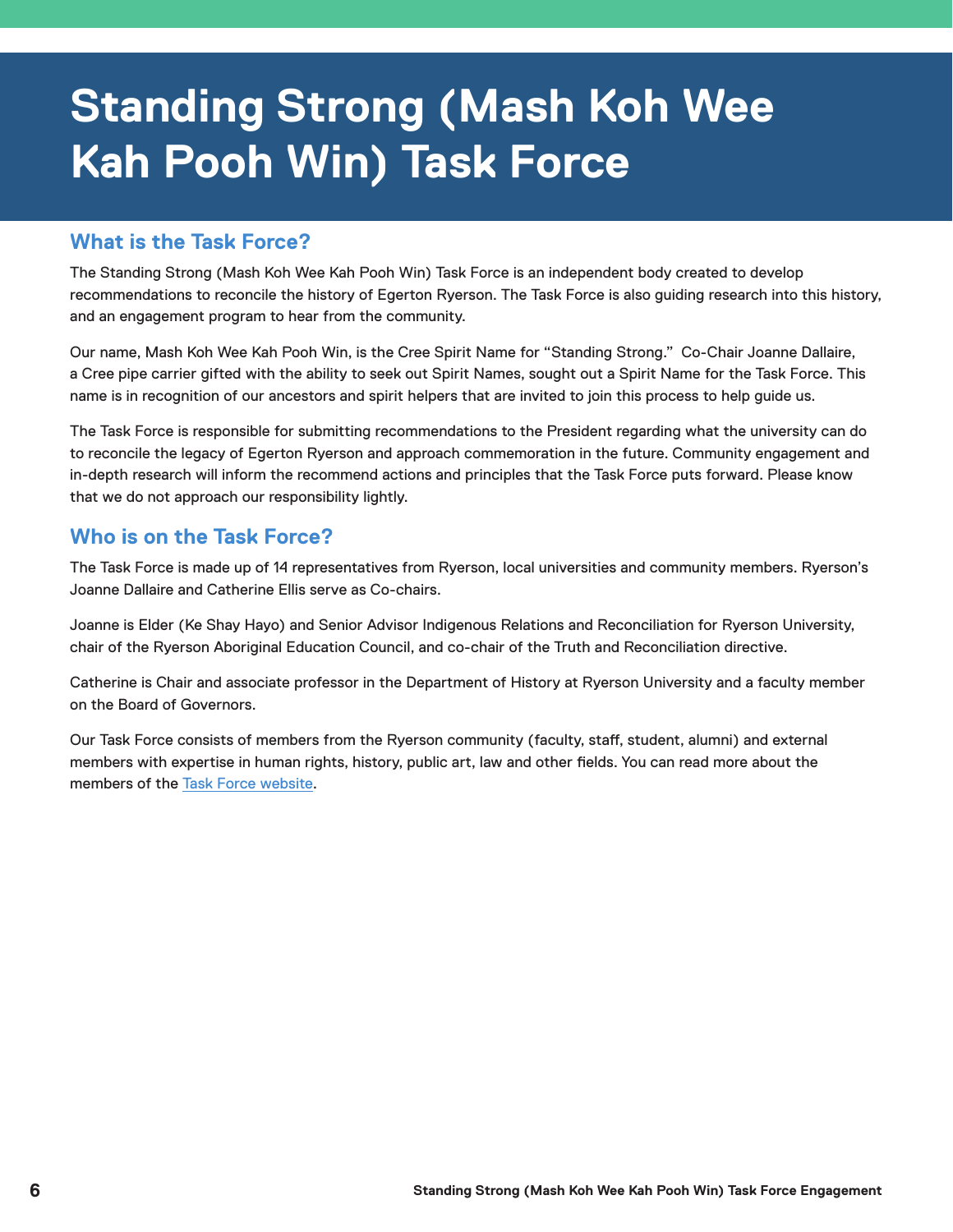# Standing Strong (Mash Koh Wee Kah Pooh Win) Task Force

## What is the Task Force?

The Standing Strong (Mash Koh Wee Kah Pooh Win) Task Force is an independent body created to develop recommendations to reconcile the history of Egerton Ryerson. The Task Force is also guiding research into this history, and an engagement program to hear from the community.

Our name, Mash Koh Wee Kah Pooh Win, is the Cree Spirit Name for "Standing Strong." Co-Chair Joanne Dallaire, a Cree pipe carrier gifted with the ability to seek out Spirit Names, sought out a Spirit Name for the Task Force. This name is in recognition of our ancestors and spirit helpers that are invited to join this process to help guide us.

The Task Force is responsible for submitting recommendations to the President regarding what the university can do to reconcile the legacy of Egerton Ryerson and approach commemoration in the future. Community engagement and in-depth research will inform the recommend actions and principles that the Task Force puts forward. Please know that we do not approach our responsibility lightly.

## Who is on the Task Force?

The Task Force is made up of 14 representatives from Ryerson, local universities and community members. Ryerson's Joanne Dallaire and Catherine Ellis serve as Co-chairs.

Joanne is Elder (Ke Shay Hayo) and Senior Advisor Indigenous Relations and Reconciliation for Ryerson University, chair of the Ryerson Aboriginal Education Council, and co-chair of the Truth and Reconciliation directive.

Catherine is Chair and associate professor in the Department of History at Ryerson University and a faculty member on the Board of Governors.

Our Task Force consists of members from the Ryerson community (faculty, staff, student, alumni) and external members with expertise in human rights, history, public art, law and other fields. You can read more about the members of the [Task Force website](Task Force website).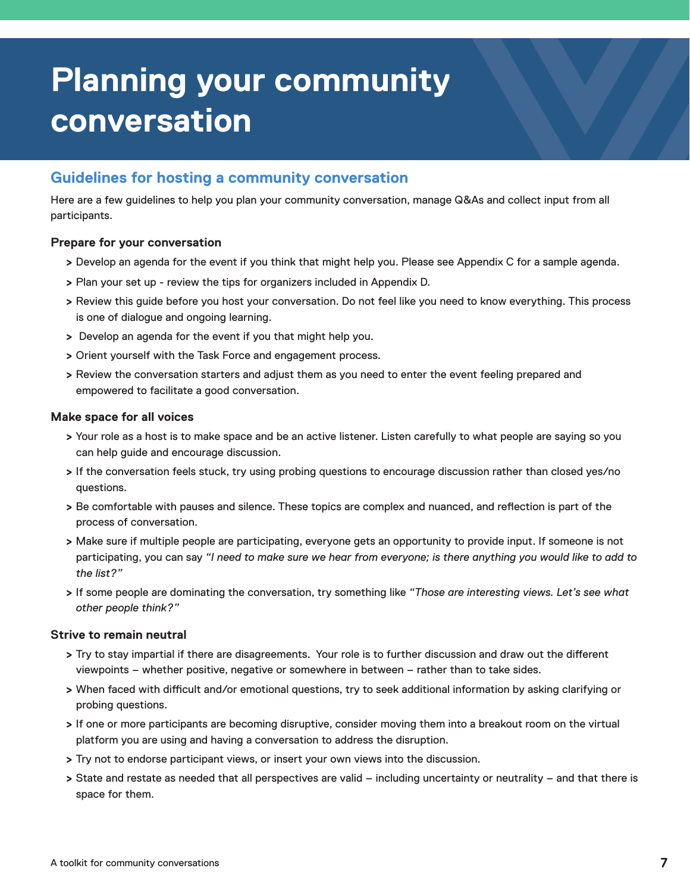# Planning your community conversation

## Guidelines for hosting a community conversation

Here are a few guidelines to help you plan your community conversation, manage Q&As and collect input from all participants.

**Prepare for your conversation**

- Develop an agenda for the event if you think that might help you. Please see Appendix C for a sample agenda.
- Plan your set up - review the tips for organizers included in Appendix D.
- Review this guide before you host your conversation. Do not feel like you need to know everything. This process is one of dialogue and ongoing learning.
- Develop an agenda for the event if you that might help you.
- Orient yourself with the Task Force and engagement process.
- Review the conversation starters and adjust them as you need to enter the event feeling prepared and empowered to facilitate a good conversation.

**Make space for all voices**

- Your role as a host is to make space and be an active listener. Listen carefully to what people are saying so you can help guide and encourage discussion.
- If the conversation feels stuck, try using probing questions to encourage discussion rather than closed yes/no questions.
- Be comfortable with pauses and silence. These topics are complex and nuanced, and reflection is part of the process of conversation.
- Make sure if multiple people are participating, everyone gets an opportunity to provide input. If someone is not participating, you can say *"I need to make sure we hear from everyone; is there anything you would like to add to the list?"*
- If some people are dominating the conversation, try something like *"Those are interesting views. Let's see what other people think?"*

**Strive to remain neutral**

- Try to stay impartial if there are disagreements. Your role is to further discussion and draw out the different viewpoints – whether positive, negative or somewhere in between – rather than to take sides.
- When faced with difficult and/or emotional questions, try to seek additional information by asking clarifying or probing questions.
- If one or more participants are becoming disruptive, consider moving them into a breakout room on the virtual platform you are using and having a conversation to address the disruption.
- Try not to endorse participant views, or insert your own views into the discussion.
- State and restate as needed that all perspectives are valid – including uncertainty or neutrality – and that there is space for them.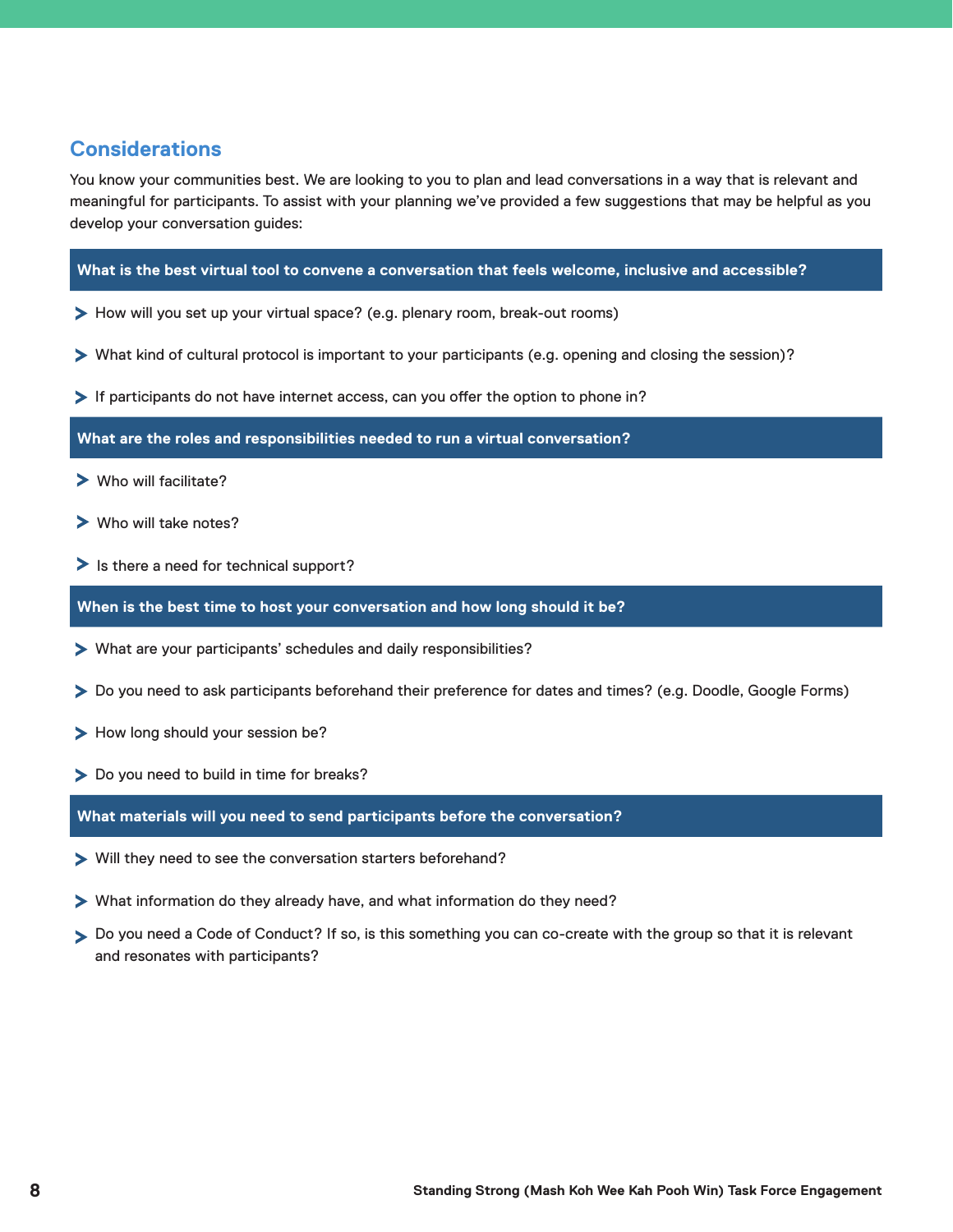## Considerations

You know your communities best. We are looking to you to plan and lead conversations in a way that is relevant and meaningful for participants. To assist with your planning we've provided a few suggestions that may be helpful as you develop your conversation guides:

**What is the best virtual tool to convene a conversation that feels welcome, inclusive and accessible?**

- How will you set up your virtual space? (e.g. plenary room, break-out rooms)
- What kind of cultural protocol is important to your participants (e.g. opening and closing the session)?
- If participants do not have internet access, can you offer the option to phone in?

**What are the roles and responsibilities needed to run a virtual conversation?**

- Who will facilitate?
- Who will take notes?
- Is there a need for technical support?

**When is the best time to host your conversation and how long should it be?**

- What are your participants' schedules and daily responsibilities?
- Do you need to ask participants beforehand their preference for dates and times? (e.g. Doodle, Google Forms)
- How long should your session be?
- Do you need to build in time for breaks?

**What materials will you need to send participants before the conversation?**

- Will they need to see the conversation starters beforehand?
- What information do they already have, and what information do they need?
- Do you need a Code of Conduct? If so, is this something you can co-create with the group so that it is relevant and resonates with participants?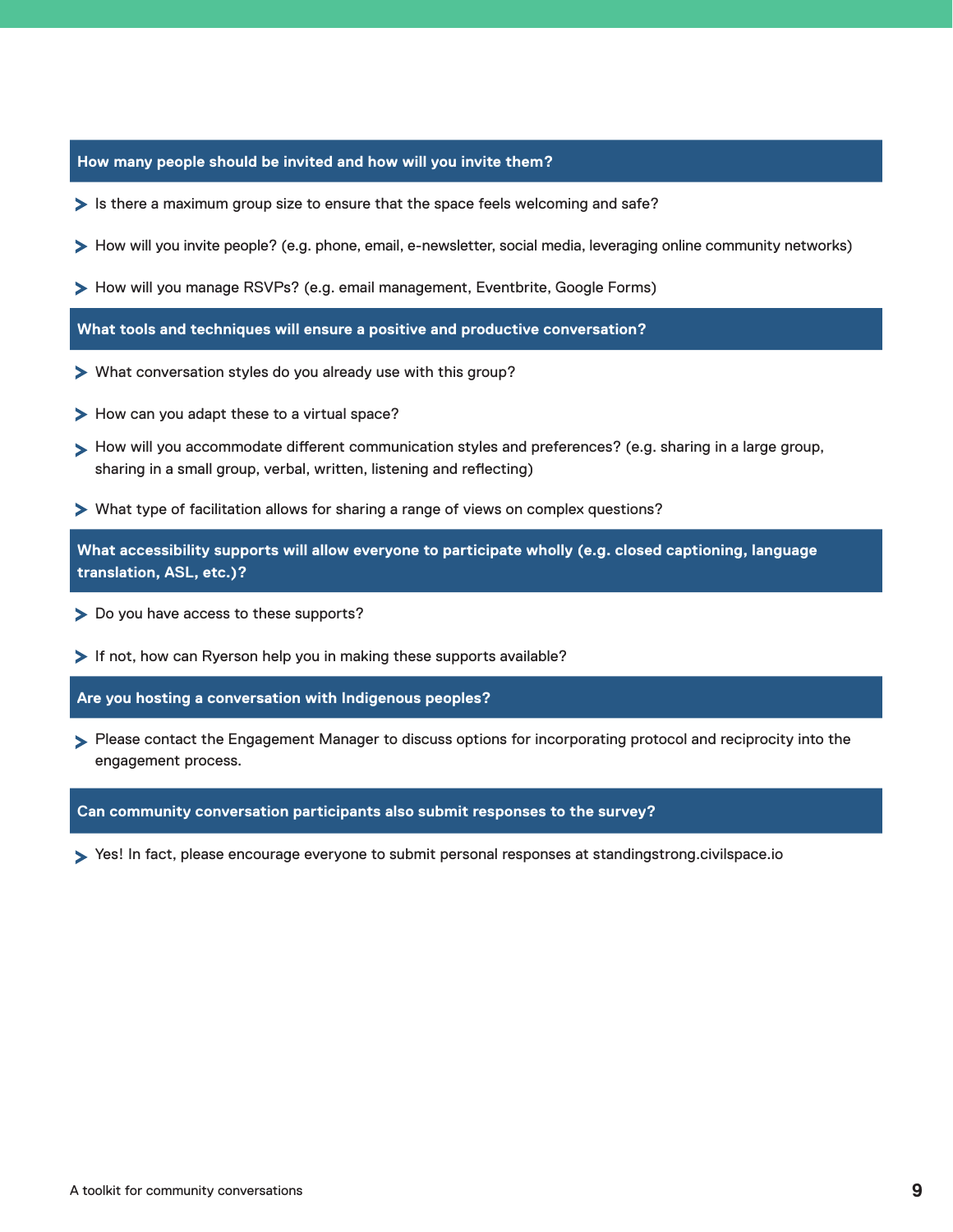### How many people should be invited and how will you invite them?

- Is there a maximum group size to ensure that the space feels welcoming and safe?
- How will you invite people? (e.g. phone, email, e-newsletter, social media, leveraging online community networks)
- How will you manage RSVPs? (e.g. email management, Eventbrite, Google Forms)

### What tools and techniques will ensure a positive and productive conversation?

- What conversation styles do you already use with this group?
- How can you adapt these to a virtual space?
- How will you accommodate different communication styles and preferences? (e.g. sharing in a large group, sharing in a small group, verbal, written, listening and reflecting)
- What type of facilitation allows for sharing a range of views on complex questions?

### What accessibility supports will allow everyone to participate wholly (e.g. closed captioning, language translation, ASL, etc.)?

- Do you have access to these supports?
- If not, how can Ryerson help you in making these supports available?

### Are you hosting a conversation with Indigenous peoples?

- Please contact the Engagement Manager to discuss options for incorporating protocol and reciprocity into the engagement process.

### Can community conversation participants also submit responses to the survey?

- Yes! In fact, please encourage everyone to submit personal responses at standingstrong.civilspace.io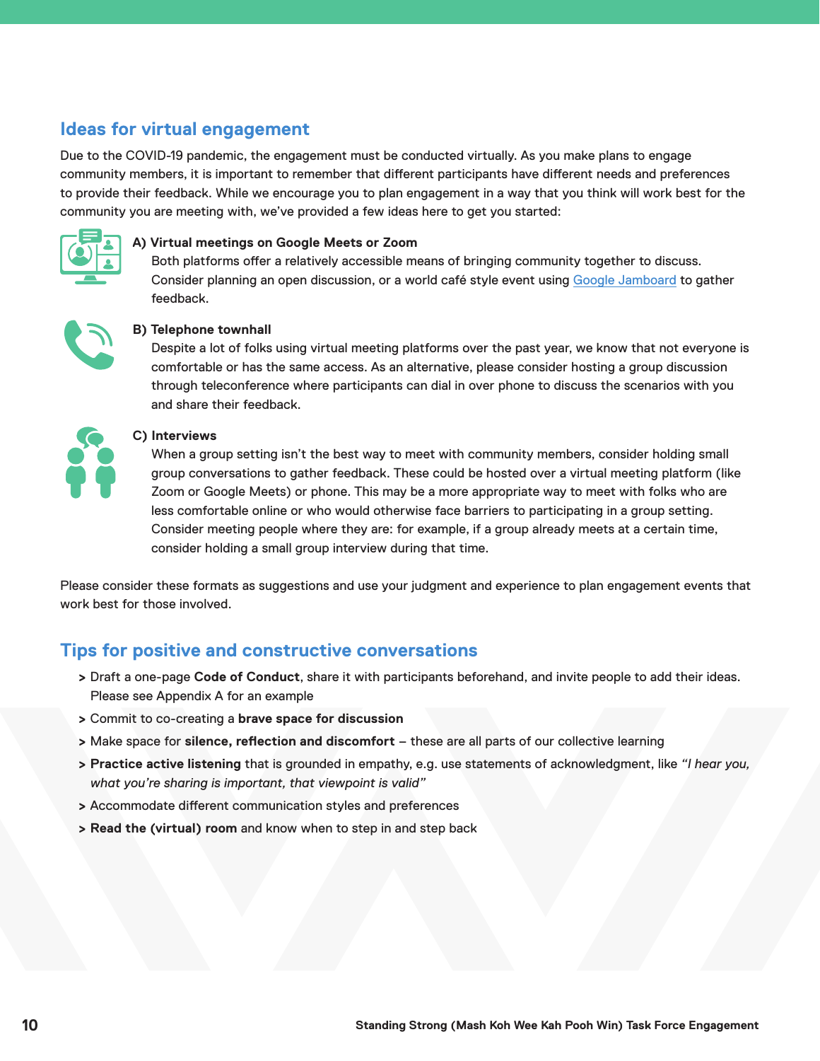## Ideas for virtual engagement

Due to the COVID-19 pandemic, the engagement must be conducted virtually. As you make plans to engage community members, it is important to remember that different participants have different needs and preferences to provide their feedback. While we encourage you to plan engagement in a way that you think will work best for the community you are meeting with, we've provided a few ideas here to get you started:

**A) Virtual meetings on Google Meets or Zoom**

Both platforms offer a relatively accessible means of bringing community together to discuss. Consider planning an open discussion, or a world café style event using Google Jamboard to gather feedback.

**B) Telephone townhall**

Despite a lot of folks using virtual meeting platforms over the past year, we know that not everyone is comfortable or has the same access. As an alternative, please consider hosting a group discussion through teleconference where participants can dial in over phone to discuss the scenarios with you and share their feedback.

**C) Interviews**

When a group setting isn't the best way to meet with community members, consider holding small group conversations to gather feedback. These could be hosted over a virtual meeting platform (like Zoom or Google Meets) or phone. This may be a more appropriate way to meet with folks who are less comfortable online or who would otherwise face barriers to participating in a group setting. Consider meeting people where they are: for example, if a group already meets at a certain time, consider holding a small group interview during that time.

Please consider these formats as suggestions and use your judgment and experience to plan engagement events that work best for those involved.

## Tips for positive and constructive conversations

> Draft a one-page **Code of Conduct**, share it with participants beforehand, and invite people to add their ideas. Please see Appendix A for an example

> Commit to co-creating a **brave space for discussion**

> Make space for **silence, reflection and discomfort** – these are all parts of our collective learning

> **Practice active listening** that is grounded in empathy, e.g. use statements of acknowledgment, like *"I hear you, what you're sharing is important, that viewpoint is valid"*

> Accommodate different communication styles and preferences

> **Read the (virtual) room** and know when to step in and step back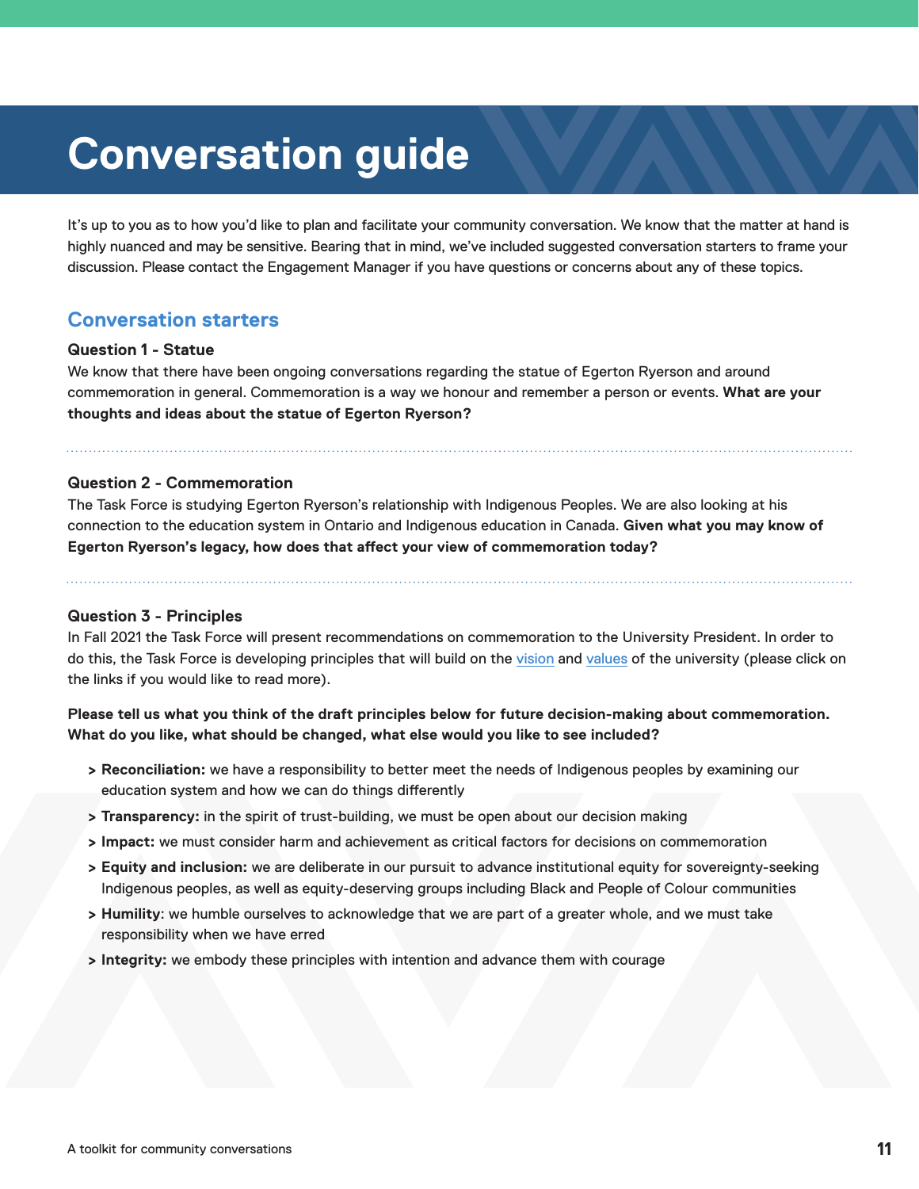# Conversation guide

It's up to you as to how you'd like to plan and facilitate your community conversation. We know that the matter at hand is highly nuanced and may be sensitive. Bearing that in mind, we've included suggested conversation starters to frame your discussion. Please contact the Engagement Manager if you have questions or concerns about any of these topics.

## Conversation starters

**Question 1 - Statue**

We know that there have been ongoing conversations regarding the statue of Egerton Ryerson and around commemoration in general. Commemoration is a way we honour and remember a person or events. **What are your thoughts and ideas about the statue of Egerton Ryerson?**

---

**Question 2 - Commemoration**

The Task Force is studying Egerton Ryerson's relationship with Indigenous Peoples. We are also looking at his connection to the education system in Ontario and Indigenous education in Canada. **Given what you may know of Egerton Ryerson's legacy, how does that affect your view of commemoration today?**

---

**Question 3 - Principles**

In Fall 2021 the Task Force will present recommendations on commemoration to the University President. In order to do this, the Task Force is developing principles that will build on the vision and values of the university (please click on the links if you would like to read more).

**Please tell us what you think of the draft principles below for future decision-making about commemoration. What do you like, what should be changed, what else would you like to see included?**

- **Reconciliation:** we have a responsibility to better meet the needs of Indigenous peoples by examining our education system and how we can do things differently
- **Transparency:** in the spirit of trust-building, we must be open about our decision making
- **Impact:** we must consider harm and achievement as critical factors for decisions on commemoration
- **Equity and inclusion:** we are deliberate in our pursuit to advance institutional equity for sovereignty-seeking Indigenous peoples, as well as equity-deserving groups including Black and People of Colour communities
- **Humility**: we humble ourselves to acknowledge that we are part of a greater whole, and we must take responsibility when we have erred
- **Integrity:** we embody these principles with intention and advance them with courage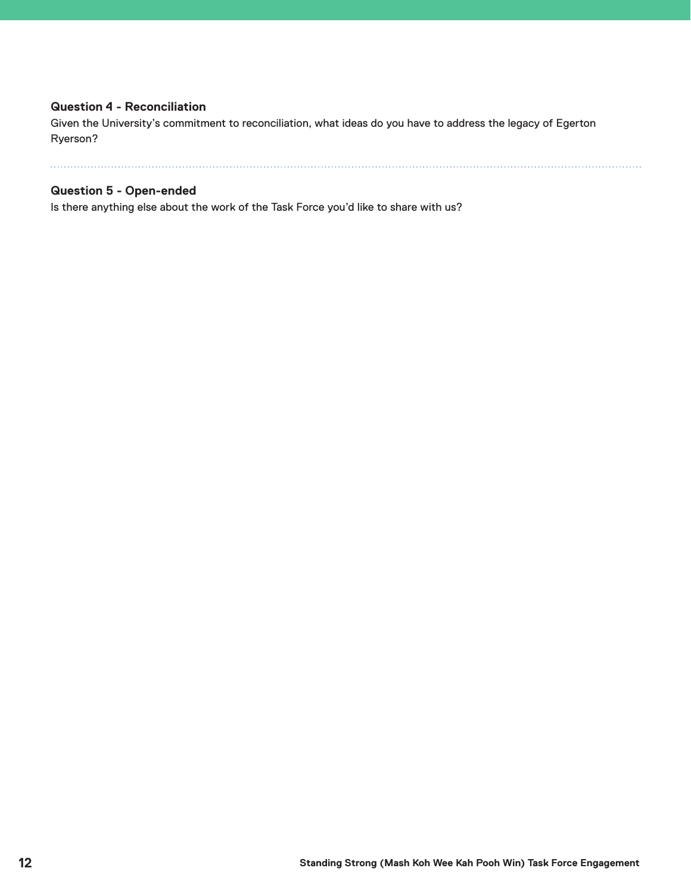**Question 4 - Reconciliation**

Given the University's commitment to reconciliation, what ideas do you have to address the legacy of Egerton Ryerson?

---

**Question 5 - Open-ended**

Is there anything else about the work of the Task Force you'd like to share with us?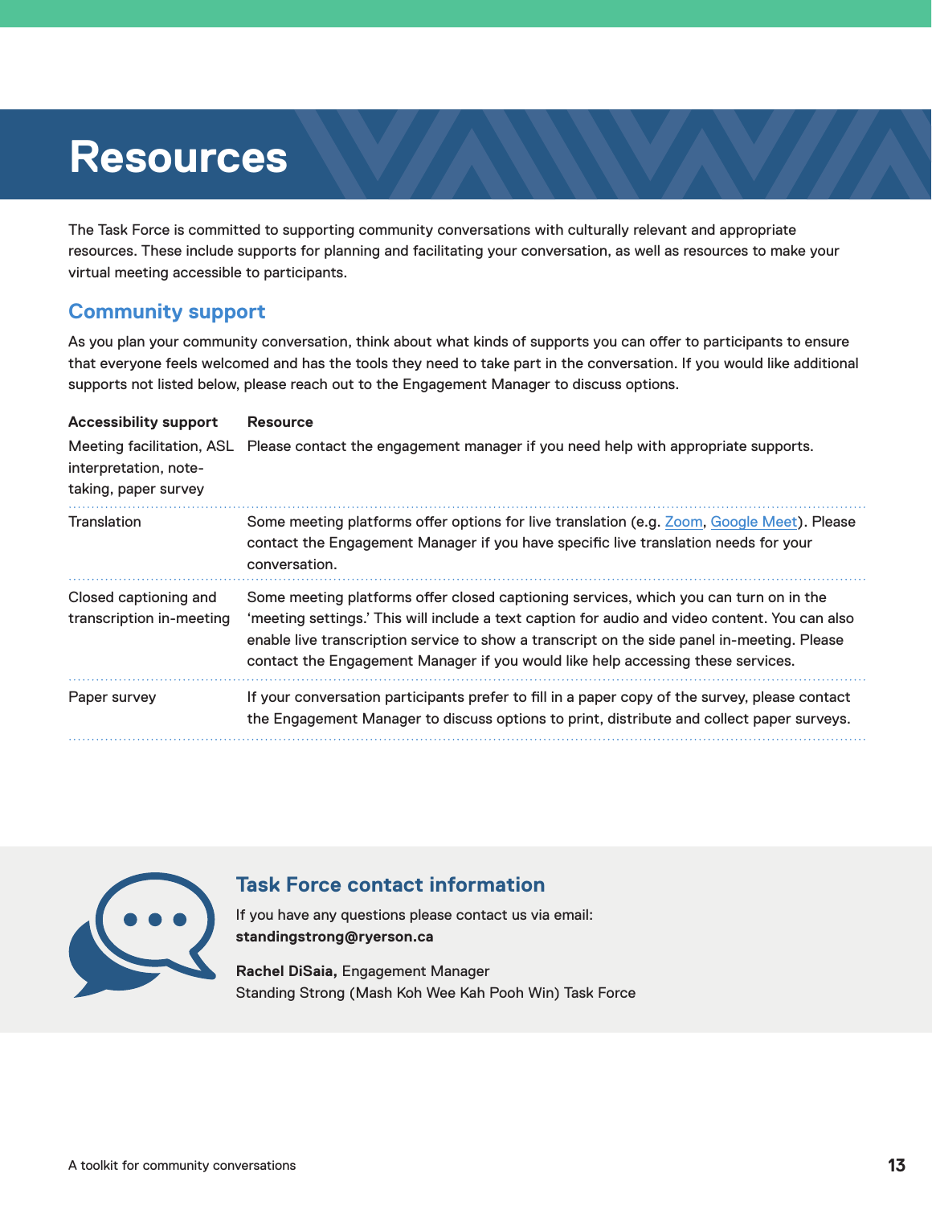# Resources

The Task Force is committed to supporting community conversations with culturally relevant and appropriate resources. These include supports for planning and facilitating your conversation, as well as resources to make your virtual meeting accessible to participants.

## Community support

As you plan your community conversation, think about what kinds of supports you can offer to participants to ensure that everyone feels welcomed and has the tools they need to take part in the conversation. If you would like additional supports not listed below, please reach out to the Engagement Manager to discuss options.

| Accessibility support | Resource |
|---|---|
| Meeting facilitation, ASL interpretation, note-taking, paper survey | Please contact the engagement manager if you need help with appropriate supports. |
| Translation | Some meeting platforms offer options for live translation (e.g. Zoom, Google Meet). Please contact the Engagement Manager if you have specific live translation needs for your conversation. |
| Closed captioning and transcription in-meeting | Some meeting platforms offer closed captioning services, which you can turn on in the 'meeting settings.' This will include a text caption for audio and video content. You can also enable live transcription service to show a transcript on the side panel in-meeting. Please contact the Engagement Manager if you would like help accessing these services. |
| Paper survey | If your conversation participants prefer to fill in a paper copy of the survey, please contact the Engagement Manager to discuss options to print, distribute and collect paper surveys. |

### Task Force contact information

If you have any questions please contact us via email:
**standingstrong@ryerson.ca**

**Rachel DiSaia,** Engagement Manager
Standing Strong (Mash Koh Wee Kah Pooh Win) Task Force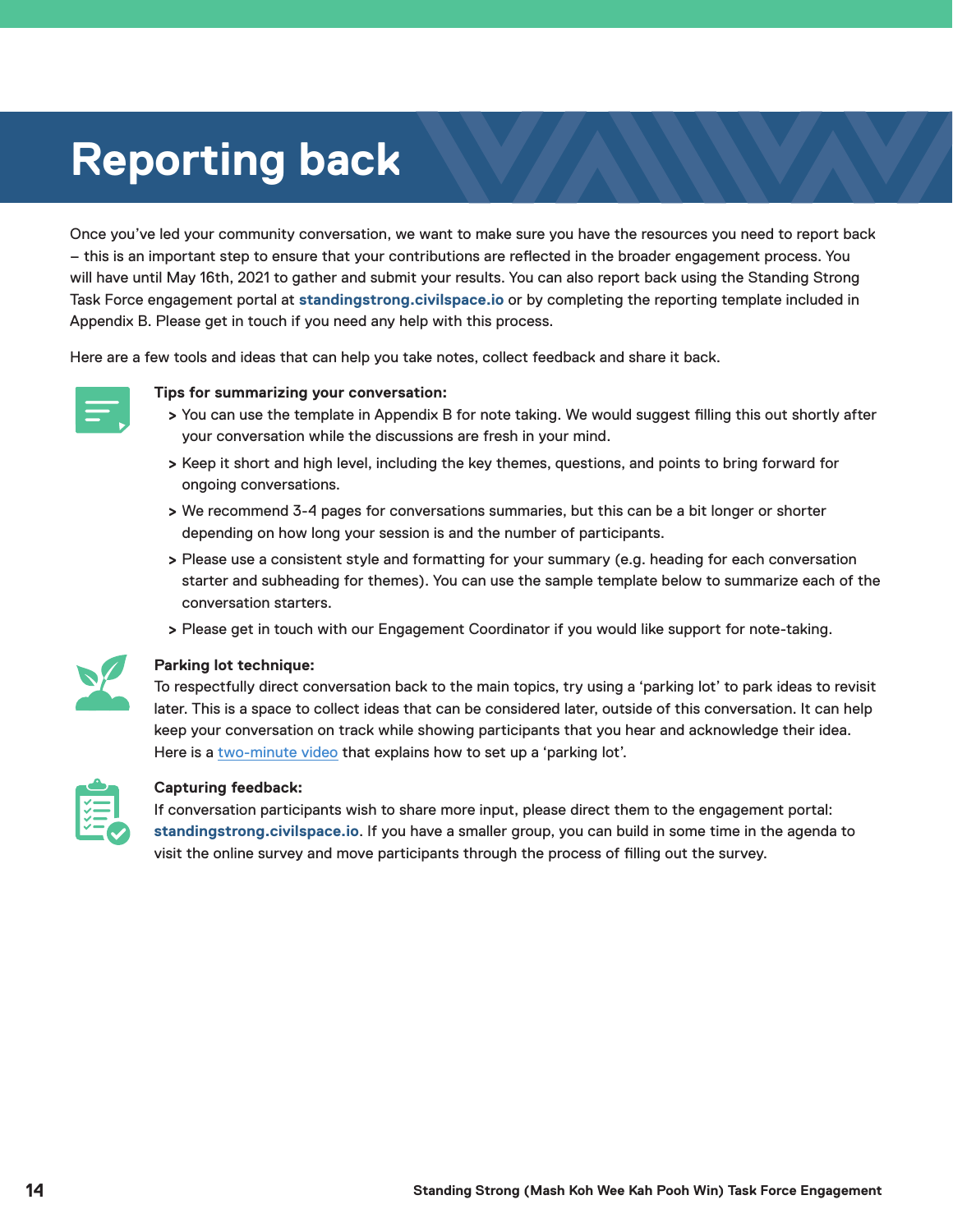# Reporting back

Once you've led your community conversation, we want to make sure you have the resources you need to report back – this is an important step to ensure that your contributions are reflected in the broader engagement process. You will have until May 16th, 2021 to gather and submit your results. You can also report back using the Standing Strong Task Force engagement portal at **standingstrong.civilspace.io** or by completing the reporting template included in Appendix B. Please get in touch if you need any help with this process.

Here are a few tools and ideas that can help you take notes, collect feedback and share it back.

**Tips for summarizing your conversation:**

- You can use the template in Appendix B for note taking. We would suggest filling this out shortly after your conversation while the discussions are fresh in your mind.
- Keep it short and high level, including the key themes, questions, and points to bring forward for ongoing conversations.
- We recommend 3-4 pages for conversations summaries, but this can be a bit longer or shorter depending on how long your session is and the number of participants.
- Please use a consistent style and formatting for your summary (e.g. heading for each conversation starter and subheading for themes). You can use the sample template below to summarize each of the conversation starters.
- Please get in touch with our Engagement Coordinator if you would like support for note-taking.

**Parking lot technique:**

To respectfully direct conversation back to the main topics, try using a 'parking lot' to park ideas to revisit later. This is a space to collect ideas that can be considered later, outside of this conversation. It can help keep your conversation on track while showing participants that you hear and acknowledge their idea. Here is a two-minute video that explains how to set up a 'parking lot'.

**Capturing feedback:**

If conversation participants wish to share more input, please direct them to the engagement portal: **standingstrong.civilspace.io**. If you have a smaller group, you can build in some time in the agenda to visit the online survey and move participants through the process of filling out the survey.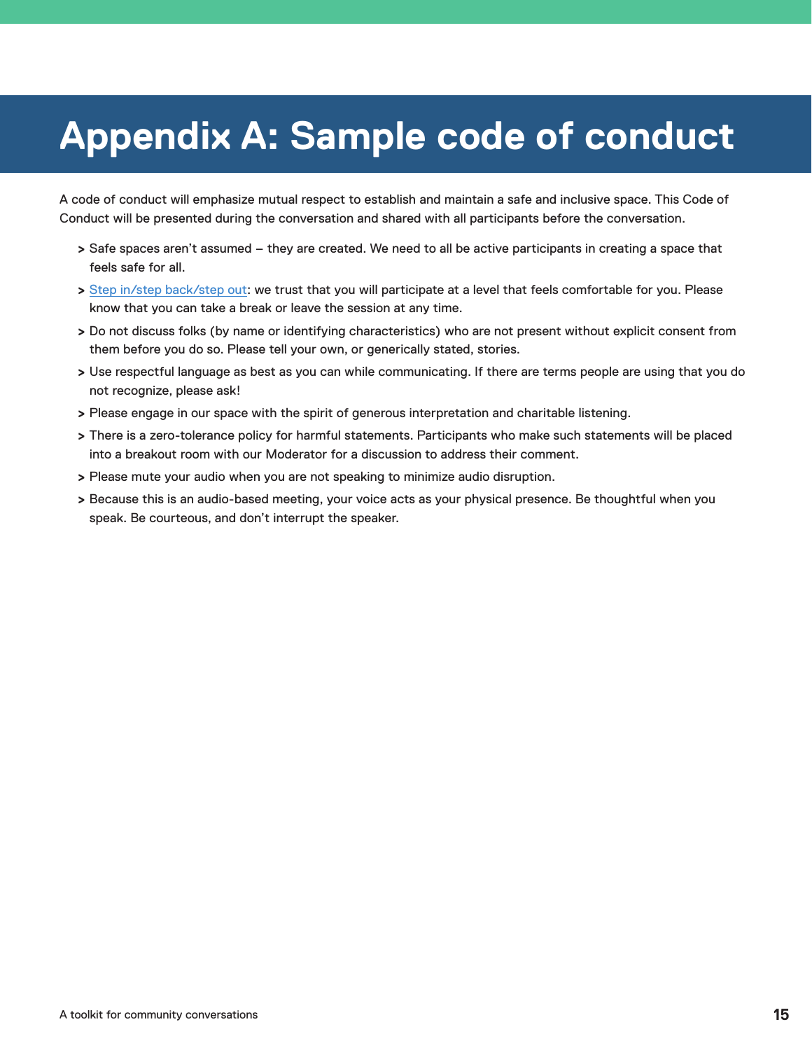# Appendix A: Sample code of conduct

A code of conduct will emphasize mutual respect to establish and maintain a safe and inclusive space. This Code of Conduct will be presented during the conversation and shared with all participants before the conversation.

- Safe spaces aren't assumed – they are created. We need to all be active participants in creating a space that feels safe for all.
- Step in/step back/step out: we trust that you will participate at a level that feels comfortable for you. Please know that you can take a break or leave the session at any time.
- Do not discuss folks (by name or identifying characteristics) who are not present without explicit consent from them before you do so. Please tell your own, or generically stated, stories.
- Use respectful language as best as you can while communicating. If there are terms people are using that you do not recognize, please ask!
- Please engage in our space with the spirit of generous interpretation and charitable listening.
- There is a zero-tolerance policy for harmful statements. Participants who make such statements will be placed into a breakout room with our Moderator for a discussion to address their comment.
- Please mute your audio when you are not speaking to minimize audio disruption.
- Because this is an audio-based meeting, your voice acts as your physical presence. Be thoughtful when you speak. Be courteous, and don't interrupt the speaker.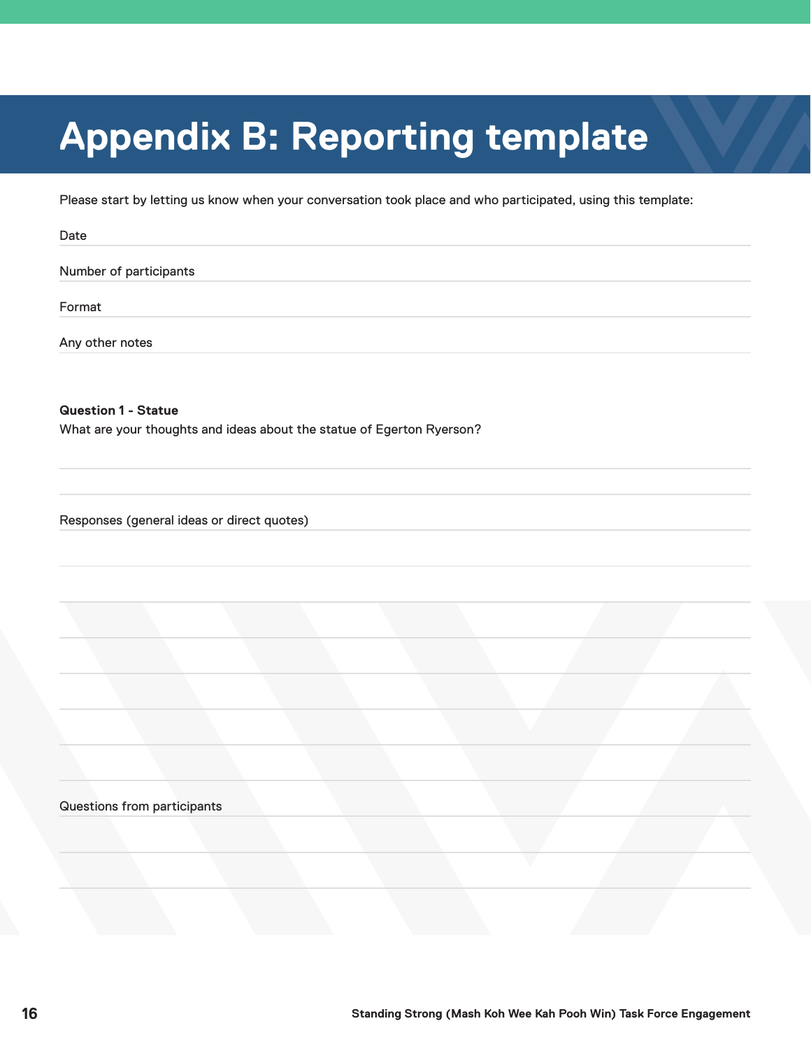# Appendix B: Reporting template

Please start by letting us know when your conversation took place and who participated, using this template:

Date

Number of participants

Format

Any other notes

**Question 1 - Statue**
What are your thoughts and ideas about the statue of Egerton Ryerson?

Responses (general ideas or direct quotes)

Questions from participants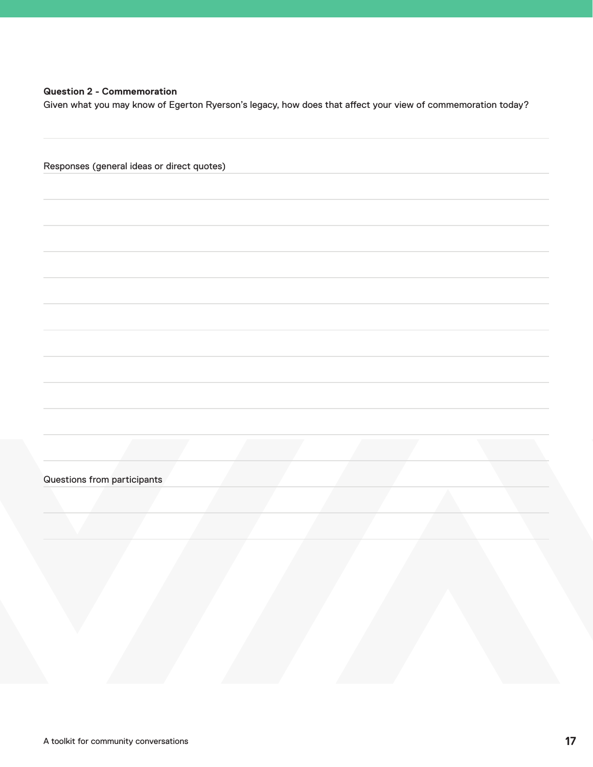**Question 2 - Commemoration**

Given what you may know of Egerton Ryerson's legacy, how does that affect your view of commemoration today?

Responses (general ideas or direct quotes)

Questions from participants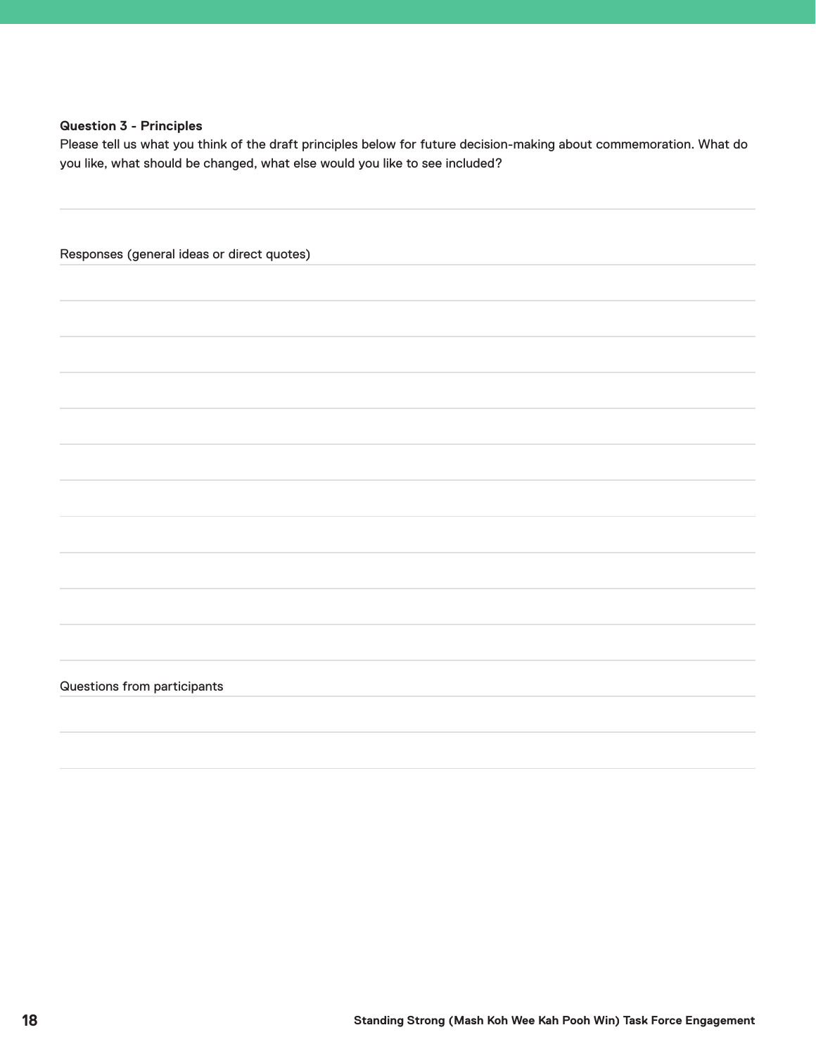**Question 3 - Principles**

Please tell us what you think of the draft principles below for future decision-making about commemoration. What do you like, what should be changed, what else would you like to see included?

Responses (general ideas or direct quotes)

Questions from participants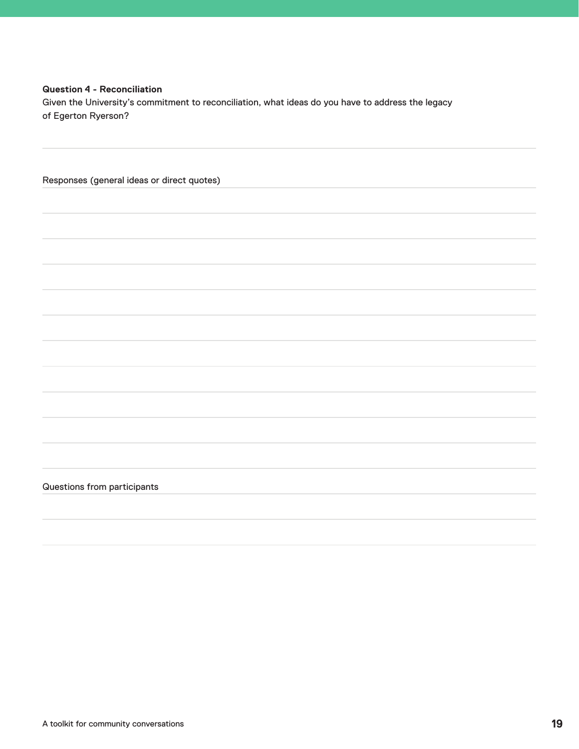**Question 4 - Reconciliation**

Given the University's commitment to reconciliation, what ideas do you have to address the legacy of Egerton Ryerson?

Responses (general ideas or direct quotes)

Questions from participants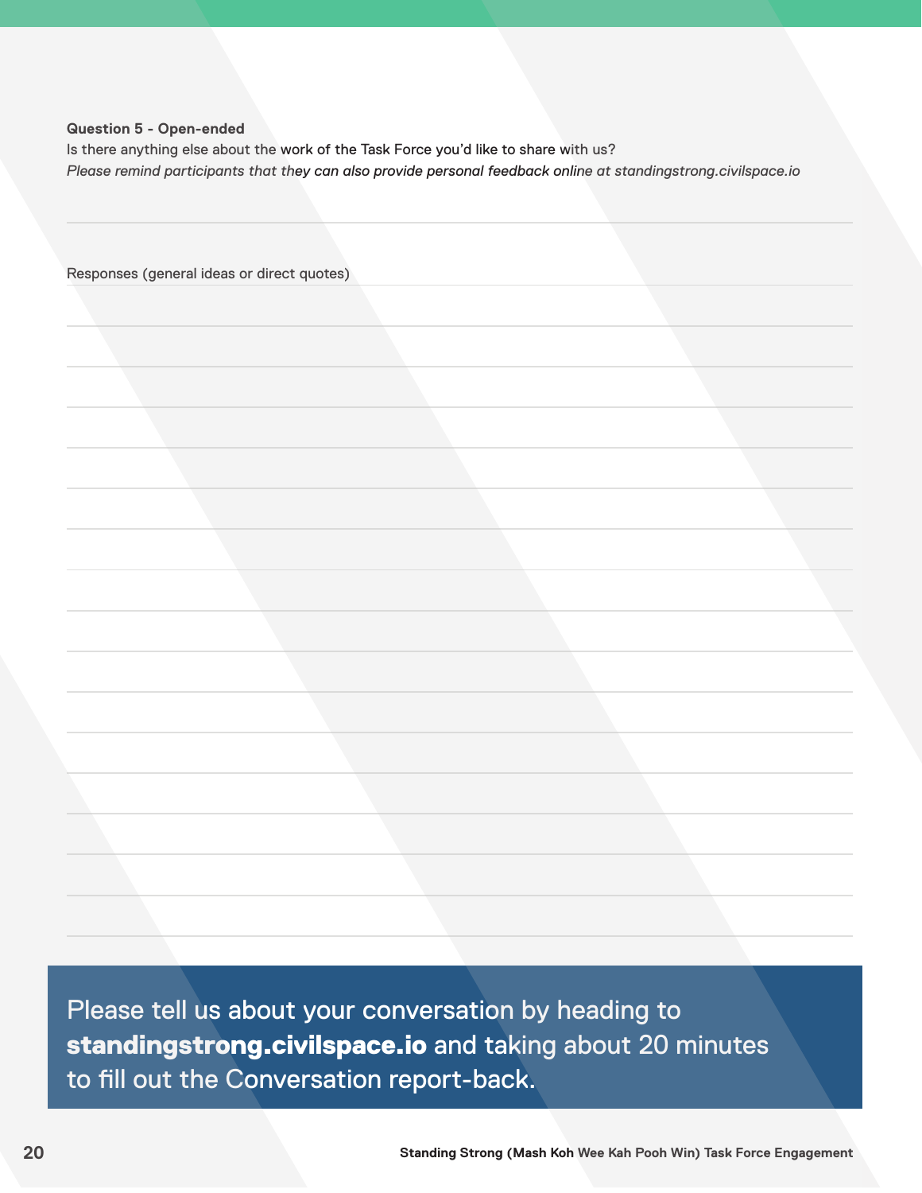**Question 5 - Open-ended**

Is there anything else about the work of the Task Force you'd like to share with us?

*Please remind participants that they can also provide personal feedback online at standingstrong.civilspace.io*

Responses (general ideas or direct quotes)

Please tell us about your conversation by heading to **standingstrong.civilspace.io** and taking about 20 minutes to fill out the Conversation report-back.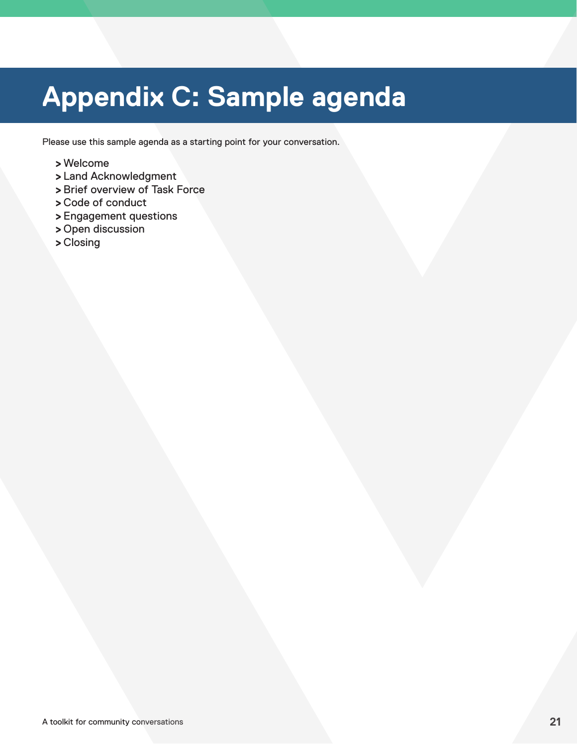# Appendix C: Sample agenda

Please use this sample agenda as a starting point for your conversation.

- Welcome
- Land Acknowledgment
- Brief overview of Task Force
- Code of conduct
- Engagement questions
- Open discussion
- Closing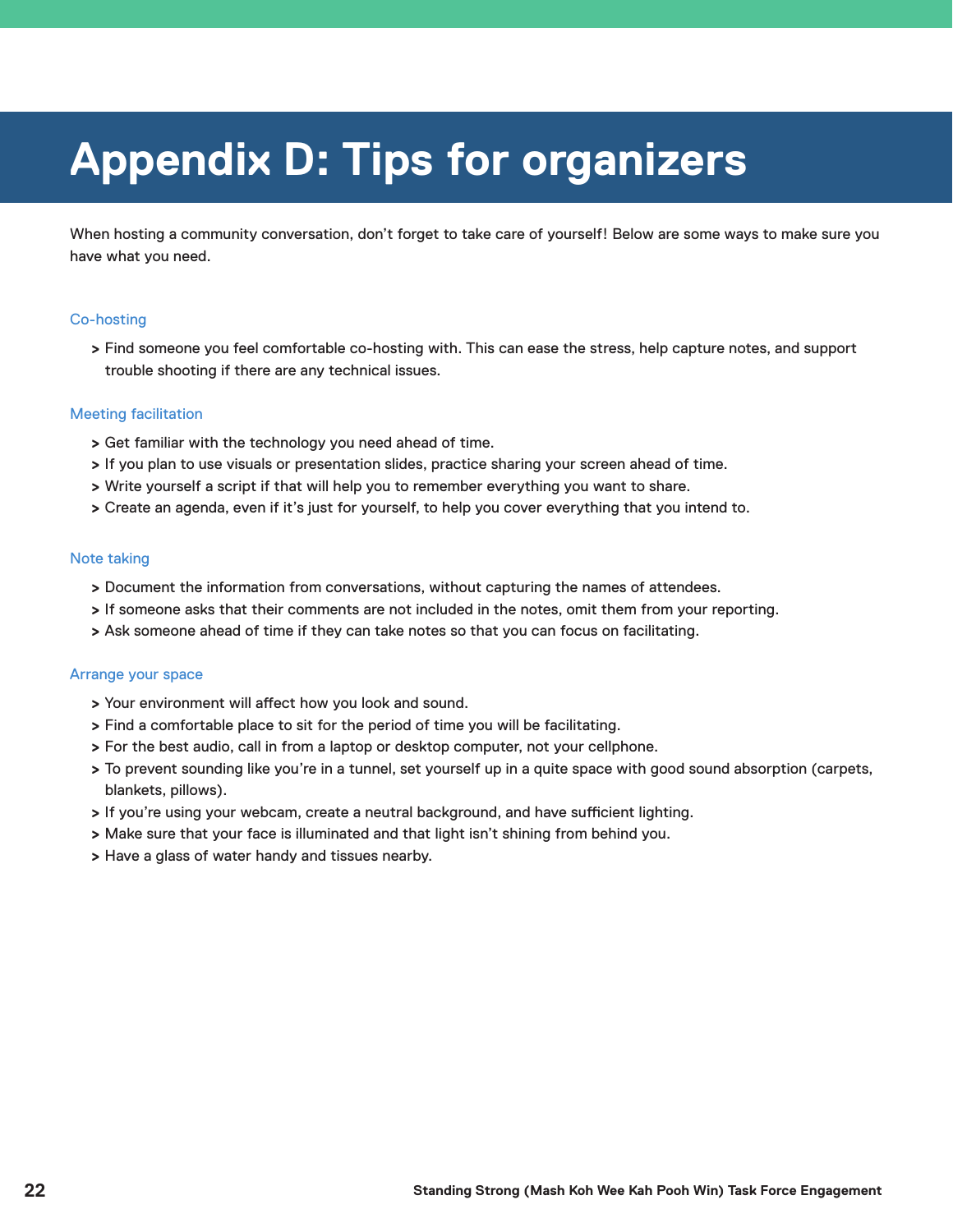# Appendix D: Tips for organizers

When hosting a community conversation, don't forget to take care of yourself! Below are some ways to make sure you have what you need.

### Co-hosting

- Find someone you feel comfortable co-hosting with. This can ease the stress, help capture notes, and support trouble shooting if there are any technical issues.

### Meeting facilitation

- Get familiar with the technology you need ahead of time.
- If you plan to use visuals or presentation slides, practice sharing your screen ahead of time.
- Write yourself a script if that will help you to remember everything you want to share.
- Create an agenda, even if it's just for yourself, to help you cover everything that you intend to.

### Note taking

- Document the information from conversations, without capturing the names of attendees.
- If someone asks that their comments are not included in the notes, omit them from your reporting.
- Ask someone ahead of time if they can take notes so that you can focus on facilitating.

### Arrange your space

- Your environment will affect how you look and sound.
- Find a comfortable place to sit for the period of time you will be facilitating.
- For the best audio, call in from a laptop or desktop computer, not your cellphone.
- To prevent sounding like you're in a tunnel, set yourself up in a quite space with good sound absorption (carpets, blankets, pillows).
- If you're using your webcam, create a neutral background, and have sufficient lighting.
- Make sure that your face is illuminated and that light isn't shining from behind you.
- Have a glass of water handy and tissues nearby.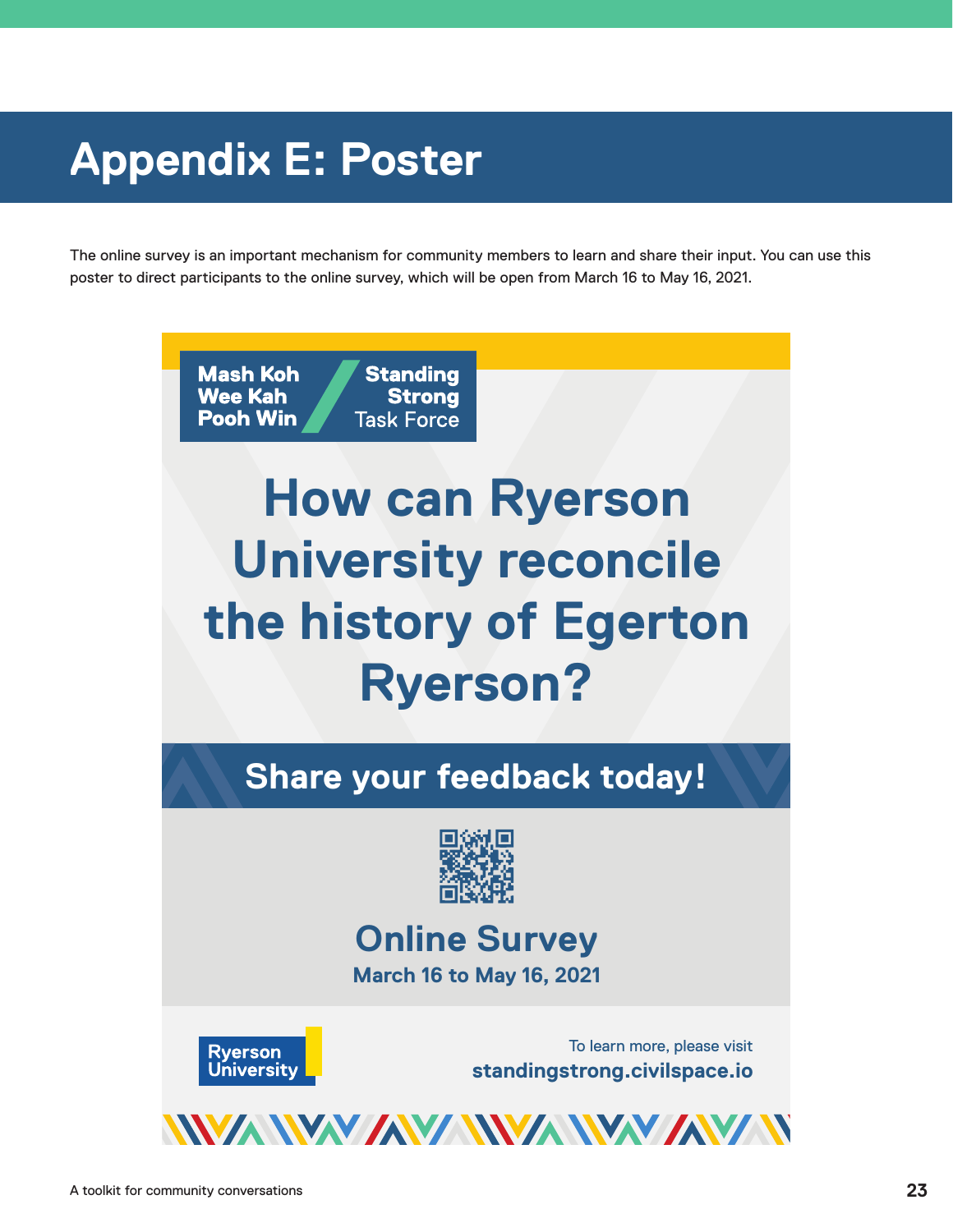# Appendix E: Poster

The online survey is an important mechanism for community members to learn and share their input. You can use this poster to direct participants to the online survey, which will be open from March 16 to May 16, 2021.

**Mash Koh Wee Kah Pooh Win** / **Standing Strong** Task Force

## How can Ryerson University reconcile the history of Egerton Ryerson?

### Share your feedback today!

### Online Survey

**March 16 to May 16, 2021**

Ryerson University

To learn more, please visit
**standingstrong.civilspace.io**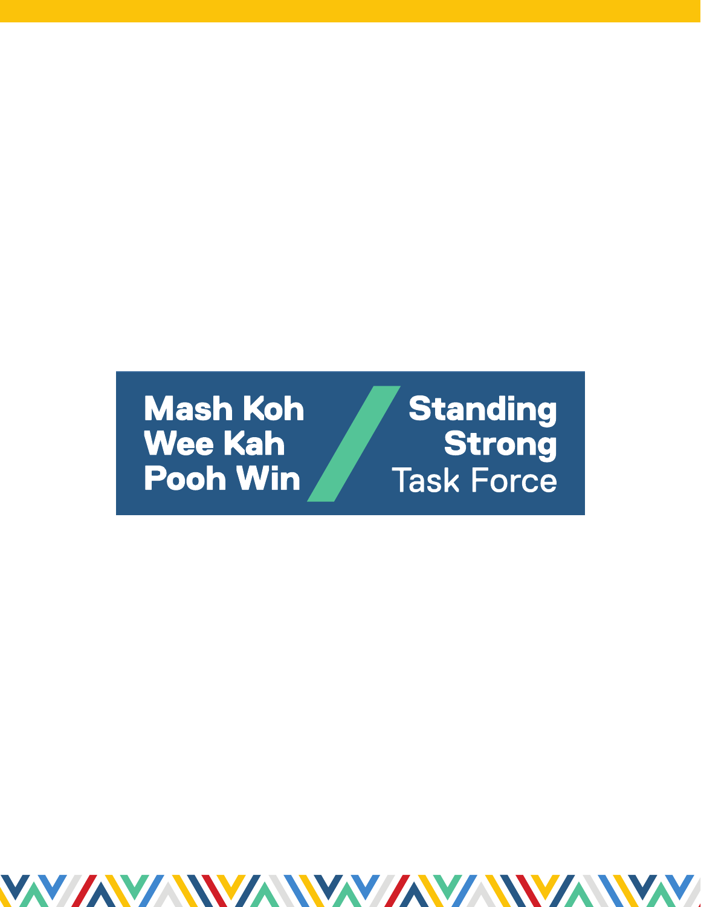Mash Koh Wee Kah Pooh Win

Standing Strong Task Force